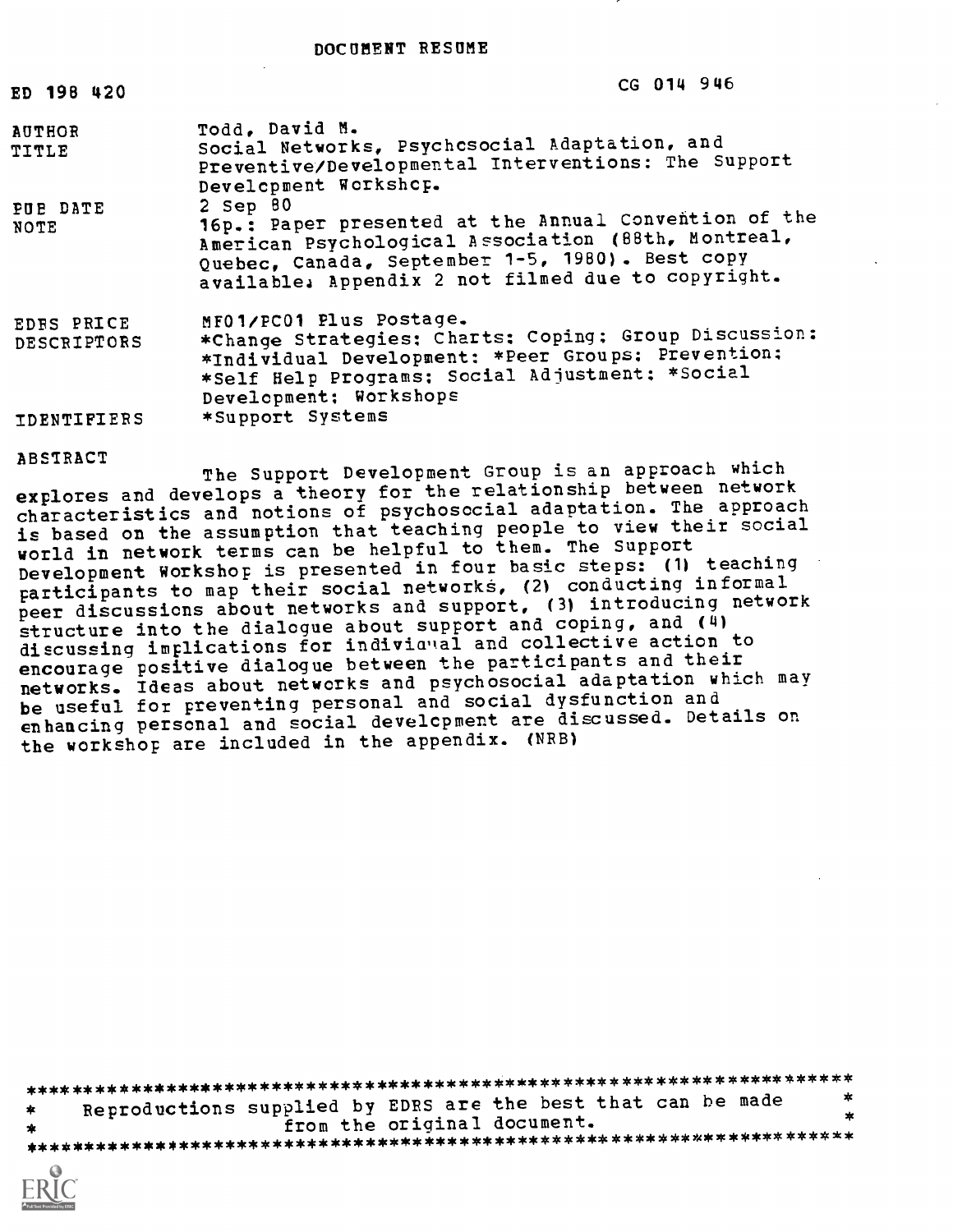DOCUMENT RESUME

| | |
|---|---|
| ED 198 420 | CG 014 946 |
| AUTHOR | Todd, David M. |
| TITLE | Social Networks, Psychosocial Adaptation, and Preventive/Developmental Interventions: The Support Development Workshop. |
| PUB DATE | 2 Sep 80 |
| NOTE | 16p.: Paper presented at the Annual Convention of the American Psychological Association (88th, Montreal, Quebec, Canada, September 1-5, 1980). Best copy available; Appendix 2 not filmed due to copyright. |
| EDRS PRICE | MF01/PC01 Plus Postage. |
| DESCRIPTORS | *Change Strategies; Charts; Coping; Group Discussion; *Individual Development; *Peer Groups; Prevention; *Self Help Programs; Social Adjustment; *Social Development; Workshops |
| IDENTIFIERS | *Support Systems |

ABSTRACT

The Support Development Group is an approach which explores and develops a theory for the relationship between network characteristics and notions of psychosocial adaptation. The approach is based on the assumption that teaching people to view their social world in network terms can be helpful to them. The Support Development Workshop is presented in four basic steps: (1) teaching participants to map their social networks, (2) conducting informal peer discussions about networks and support, (3) introducing network structure into the dialogue about support and coping, and (4) discussing implications for individual and collective action to encourage positive dialogue between the participants and their networks. Ideas about networks and psychosocial adaptation which may be useful for preventing personal and social dysfunction and enhancing personal and social development are discussed. Details on the workshop are included in the appendix. (NRB)

***********************************************************************
* Reproductions supplied by EDRS are the best that can be made *
* from the original document. *
***********************************************************************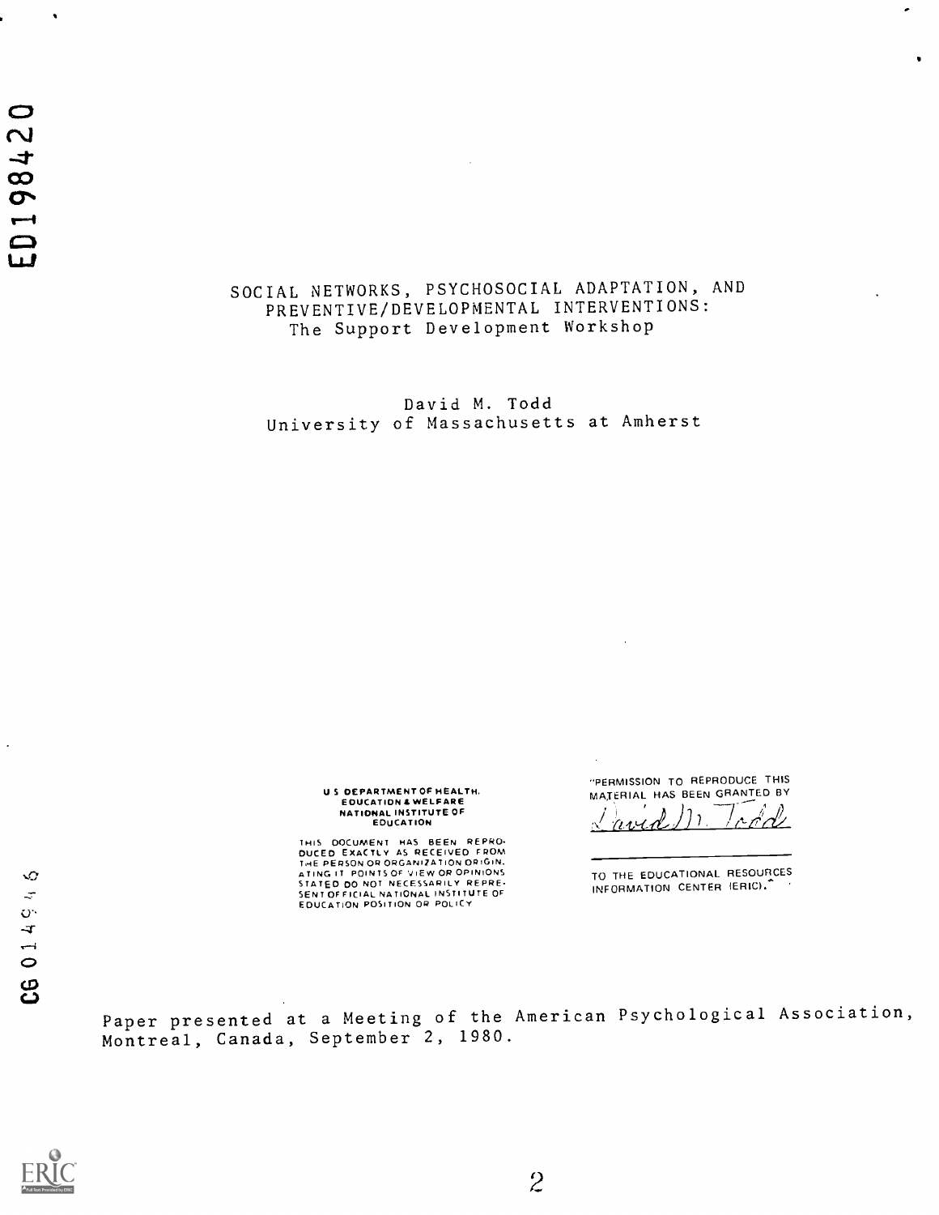ED198420

# SOCIAL NETWORKS, PSYCHOSOCIAL ADAPTATION, AND PREVENTIVE/DEVELOPMENTAL INTERVENTIONS: The Support Development Workshop

David M. Todd
University of Massachusetts at Amherst

U.S. DEPARTMENT OF HEALTH, EDUCATION & WELFARE
NATIONAL INSTITUTE OF EDUCATION

THIS DOCUMENT HAS BEEN REPRODUCED EXACTLY AS RECEIVED FROM THE PERSON OR ORGANIZATION ORIGINATING IT. POINTS OF VIEW OR OPINIONS STATED DO NOT NECESSARILY REPRESENT OFFICIAL NATIONAL INSTITUTE OF EDUCATION POSITION OR POLICY

"PERMISSION TO REPRODUCE THIS MATERIAL HAS BEEN GRANTED BY
David M. Todd

TO THE EDUCATIONAL RESOURCES INFORMATION CENTER (ERIC)."

CG 014946

Paper presented at a Meeting of the American Psychological Association, Montreal, Canada, September 2, 1980.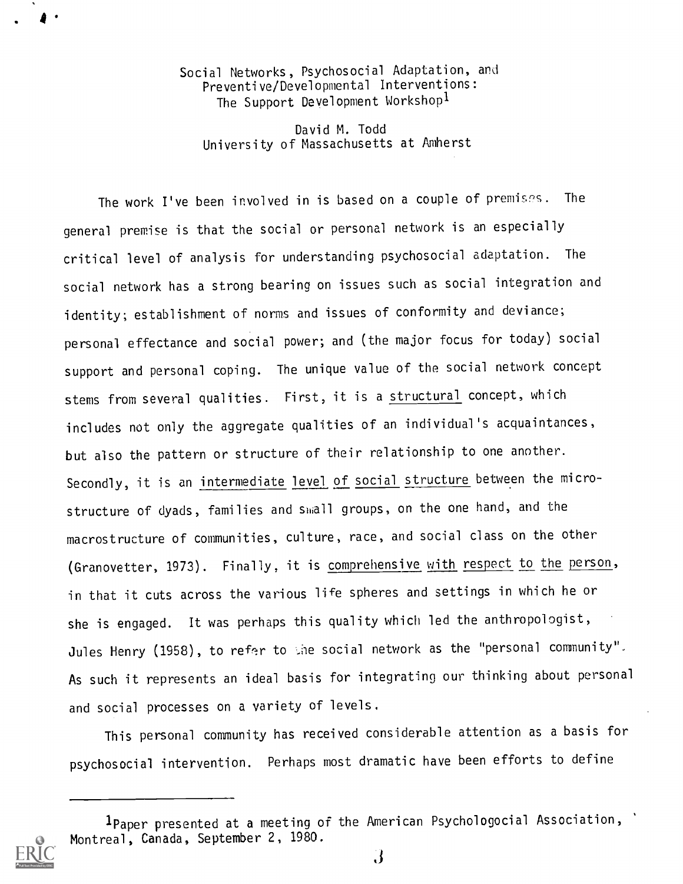# Social Networks, Psychosocial Adaptation, and Preventive/Developmental Interventions: The Support Development Workshop[1]

David M. Todd
University of Massachusetts at Amherst

The work I've been involved in is based on a couple of premises. The general premise is that the social or personal network is an especially critical level of analysis for understanding psychosocial adaptation. The social network has a strong bearing on issues such as social integration and identity; establishment of norms and issues of conformity and deviance; personal effectance and social power; and (the major focus for today) social support and personal coping. The unique value of the social network concept stems from several qualities. First, it is a *structural* concept, which includes not only the aggregate qualities of an individual's acquaintances, but also the pattern or structure of their relationship to one another. Secondly, it is an *intermediate level of social structure* between the microstructure of dyads, families and small groups, on the one hand, and the macrostructure of communities, culture, race, and social class on the other (Granovetter, 1973). Finally, it is *comprehensive with respect to the person*, in that it cuts across the various life spheres and settings in which he or she is engaged. It was perhaps this quality which led the anthropologist, Jules Henry (1958), to refer to the social network as the "personal community". As such it represents an ideal basis for integrating our thinking about personal and social processes on a variety of levels.

This personal community has received considerable attention as a basis for psychosocial intervention. Perhaps most dramatic have been efforts to define

---

[1]Paper presented at a meeting of the American Psychologocial Association, Montreal, Canada, September 2, 1980.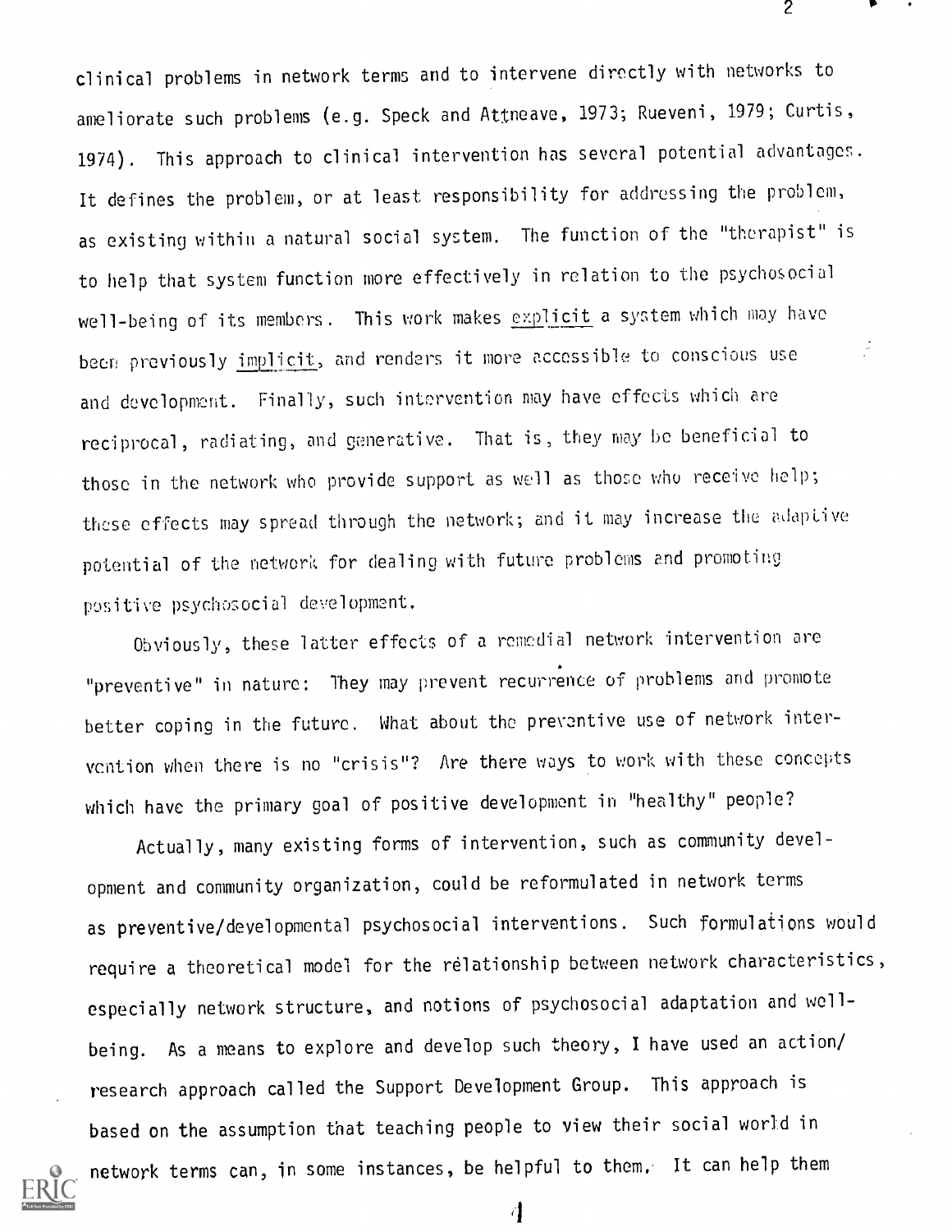clinical problems in network terms and to intervene directly with networks to ameliorate such problems (e.g. Speck and Attneave, 1973; Rueveni, 1979; Curtis, 1974). This approach to clinical intervention has several potential advantages. It defines the problem, or at least responsibility for addressing the problem, as existing within a natural social system. The function of the "therapist" is to help that system function more effectively in relation to the psychosocial well-being of its members. This work makes explicit a system which may have been previously implicit, and renders it more accessible to conscious use and development. Finally, such intervention may have effects which are reciprocal, radiating, and generative. That is, they may be beneficial to those in the network who provide support as well as those who receive help; these effects may spread through the network; and it may increase the adaptive potential of the network for dealing with future problems and promoting positive psychosocial development.

Obviously, these latter effects of a remedial network intervention are "preventive" in nature: They may prevent recurrence of problems and promote better coping in the future. What about the preventive use of network intervention when there is no "crisis"? Are there ways to work with these concepts which have the primary goal of positive development in "healthy" people?

Actually, many existing forms of intervention, such as community development and community organization, could be reformulated in network terms as preventive/developmental psychosocial interventions. Such formulations would require a theoretical model for the relationship between network characteristics, especially network structure, and notions of psychosocial adaptation and well-being. As a means to explore and develop such theory, I have used an action/research approach called the Support Development Group. This approach is based on the assumption that teaching people to view their social world in network terms can, in some instances, be helpful to them. It can help them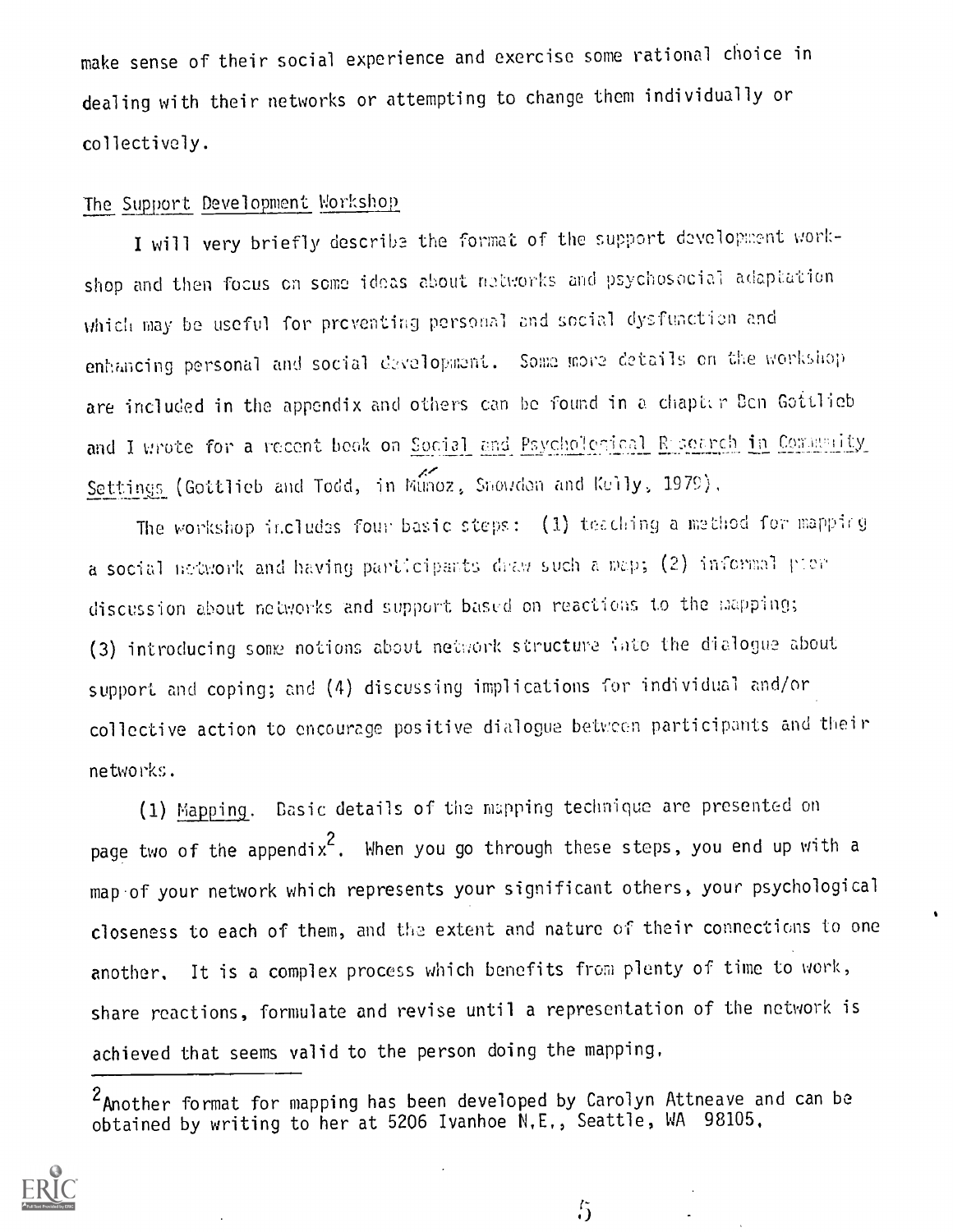make sense of their social experience and exercise some rational choice in dealing with their networks or attempting to change them individually or collectively.

## The Support Development Workshop

I will very briefly describe the format of the support development workshop and then focus on some ideas about networks and psychosocial adaptation which may be useful for preventing personal and social dysfunction and enhancing personal and social development. Some more details on the workshop are included in the appendix and others can be found in a chapter Ben Gottlieb and I wrote for a recent book on Social and Psychological Research in Community Settings (Gottlieb and Todd, in Muñoz, Snowden and Kelly, 1979).

The workshop includes four basic steps: (1) teaching a method for mapping a social network and having participants draw such a map; (2) informal peer discussion about networks and support based on reactions to the mapping; (3) introducing some notions about network structure into the dialogue about support and coping; and (4) discussing implications for individual and/or collective action to encourage positive dialogue between participants and their networks.

(1) Mapping. Basic details of the mapping technique are presented on page two of the appendix[2]. When you go through these steps, you end up with a map of your network which represents your significant others, your psychological closeness to each of them, and the extent and nature of their connections to one another. It is a complex process which benefits from plenty of time to work, share reactions, formulate and revise until a representation of the network is achieved that seems valid to the person doing the mapping.

---

[2]Another format for mapping has been developed by Carolyn Attneave and can be obtained by writing to her at 5206 Ivanhoe N.E., Seattle, WA 98105.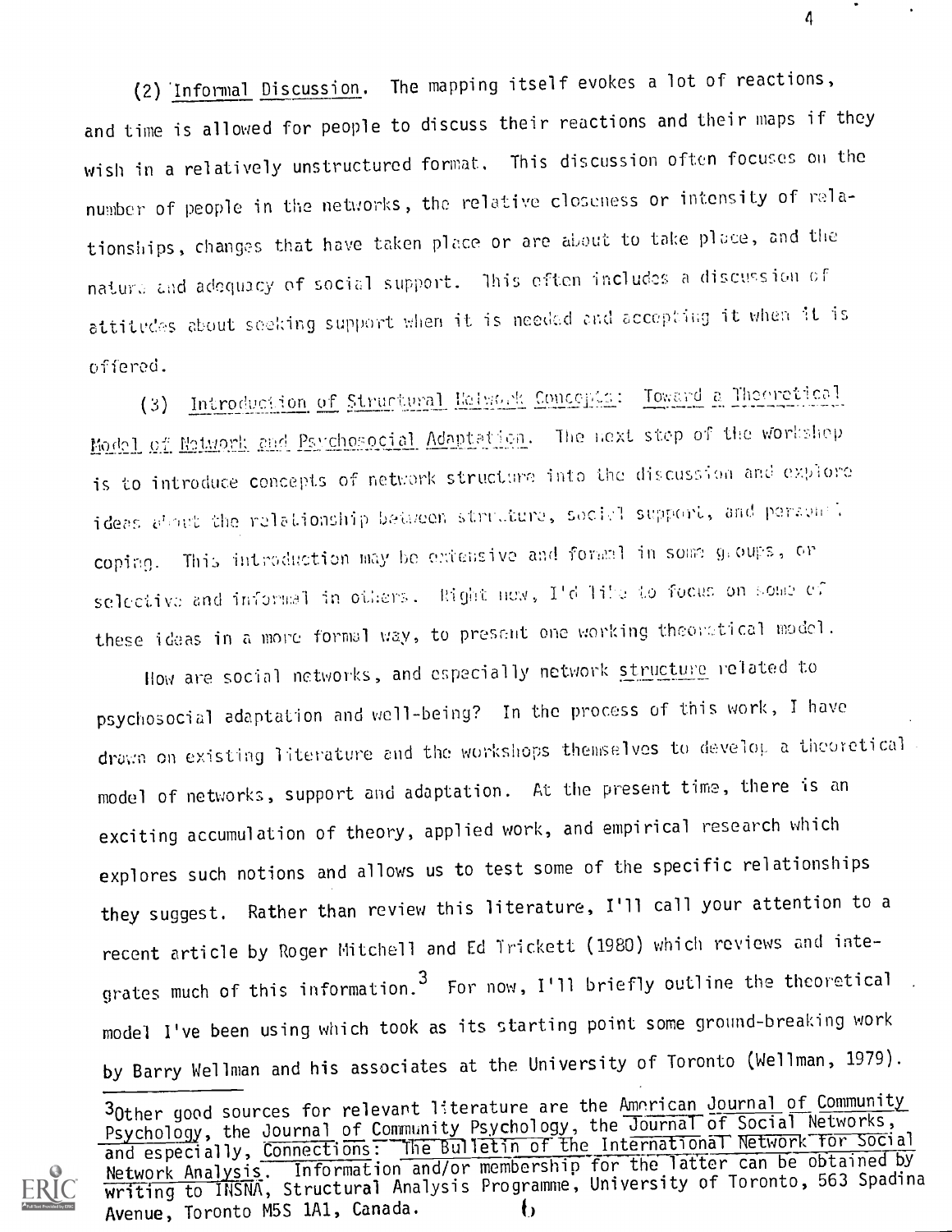(2) Informal Discussion. The mapping itself evokes a lot of reactions, and time is allowed for people to discuss their reactions and their maps if they wish in a relatively unstructured format. This discussion often focuses on the number of people in the networks, the relative closeness or intensity of relationships, changes that have taken place or are about to take place, and the nature and adequacy of social support. This often includes a discussion of attitudes about seeking support when it is needed and accepting it when it is offered.

(3) Introduction of Structural Network Concepts: Toward a Theoretical Model of Network and Psychosocial Adaptation. The next step of the workshop is to introduce concepts of network structure into the discussion and explore ideas about the relationship between structure, social support, and personal coping. This introduction may be extensive and formal in some groups, or selective and informal in others. Right now, I'd like to focus on some of these ideas in a more formal way, to present one working theoretical model.

How are social networks, and especially network structure related to psychosocial adaptation and well-being? In the process of this work, I have drawn on existing literature and the workshops themselves to develop a theoretical model of networks, support and adaptation. At the present time, there is an exciting accumulation of theory, applied work, and empirical research which explores such notions and allows us to test some of the specific relationships they suggest. Rather than review this literature, I'll call your attention to a recent article by Roger Mitchell and Ed Trickett (1980) which reviews and integrates much of this information.[3] For now, I'll briefly outline the theoretical model I've been using which took as its starting point some ground-breaking work by Barry Wellman and his associates at the University of Toronto (Wellman, 1979).

---

[3] Other good sources for relevant literature are the American Journal of Community Psychology, the Journal of Community Psychology, the Journal of Social Networks, and especially, Connections: The Bulletin of the International Network for Social Network Analysis. Information and/or membership for the latter can be obtained by writing to INSNA, Structural Analysis Programme, University of Toronto, 563 Spadina Avenue, Toronto M5S 1A1, Canada.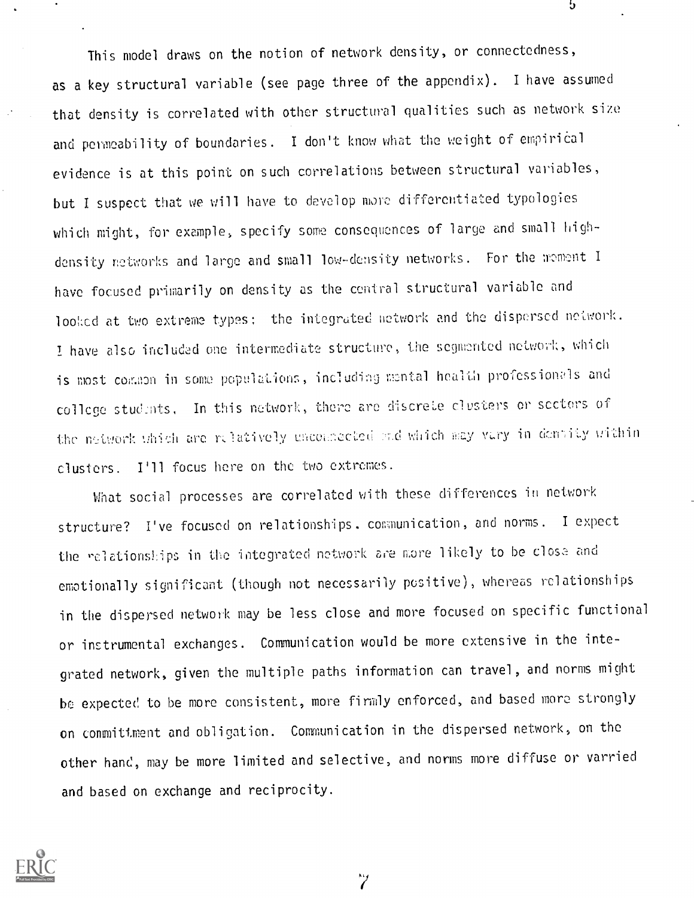This model draws on the notion of network density, or connectedness, as a key structural variable (see page three of the appendix). I have assumed that density is correlated with other structural qualities such as network size and permeability of boundaries. I don't know what the weight of empirical evidence is at this point on such correlations between structural variables, but I suspect that we will have to develop more differentiated typologies which might, for example, specify some consequences of large and small high-density networks and large and small low-density networks. For the moment I have focused primarily on density as the central structural variable and looked at two extreme types: the integrated network and the dispersed network. I have also included one intermediate structure, the segmented network, which is most common in some populations, including mental health professionals and college students. In this network, there are discrete clusters or sectors of the network which are relatively unconnected and which may vary in density within clusters. I'll focus here on the two extremes.

What social processes are correlated with these differences in network structure? I've focused on relationships. communication, and norms. I expect the relationships in the integrated network are more likely to be close and emotionally significant (though not necessarily positive), whereas relationships in the dispersed network may be less close and more focused on specific functional or instrumental exchanges. Communication would be more extensive in the integrated network, given the multiple paths information can travel, and norms might be expected to be more consistent, more firmly enforced, and based more strongly on commitment and obligation. Communication in the dispersed network, on the other hand, may be more limited and selective, and norms more diffuse or varried and based on exchange and reciprocity.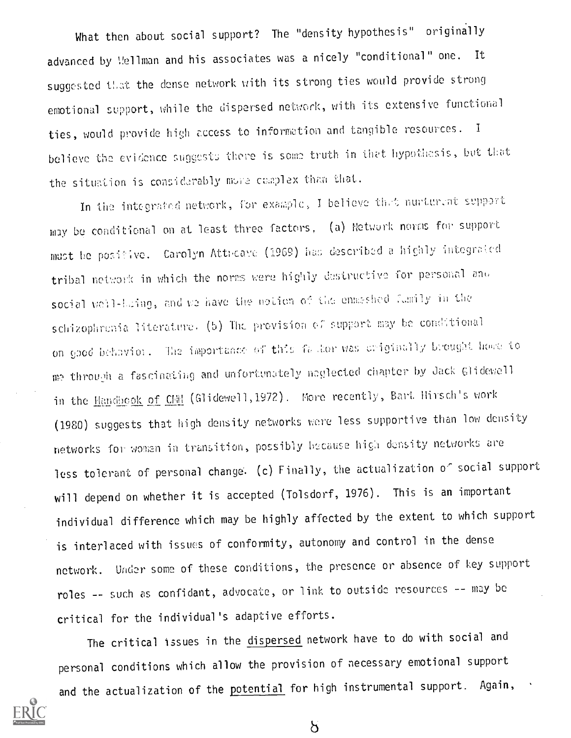What then about social support? The "density hypothesis" originally advanced by Wellman and his associates was a nicely "conditional" one. It suggested that the dense network with its strong ties would provide strong emotional support, while the dispersed network, with its extensive functional ties, would provide high access to information and tangible resources. I believe the evidence suggests there is some truth in that hypothesis, but that the situation is considerably more complex than that.

In the integrated network, for example, I believe that nurturant support may be conditional on at least three factors. (a) Network norms for support must be positive. Carolyn Attneave (1969) has described a highly integrated tribal network in which the norms were highly destructive for personal and social well-being, and we have the notion of the enmeshed family in the schizophrenia literature. (b) The provision of support may be conditional on good behavior. The importance of this factor was originally brought home to me through a fascinating and unfortunately neglected chapter by Jack Glidewell in the Handbook of CMH (Glidewell, 1972). More recently, Bart Hirsch's work (1980) suggests that high density networks were less supportive than low density networks for women in transition, possibly because high density networks are less tolerant of personal change. (c) Finally, the actualization of social support will depend on whether it is accepted (Tolsdorf, 1976). This is an important individual difference which may be highly affected by the extent to which support is interlaced with issues of conformity, autonomy and control in the dense network. Under some of these conditions, the presence or absence of key support roles -- such as confidant, advocate, or link to outside resources -- may be critical for the individual's adaptive efforts.

The critical issues in the dispersed network have to do with social and personal conditions which allow the provision of necessary emotional support and the actualization of the potential for high instrumental support. Again,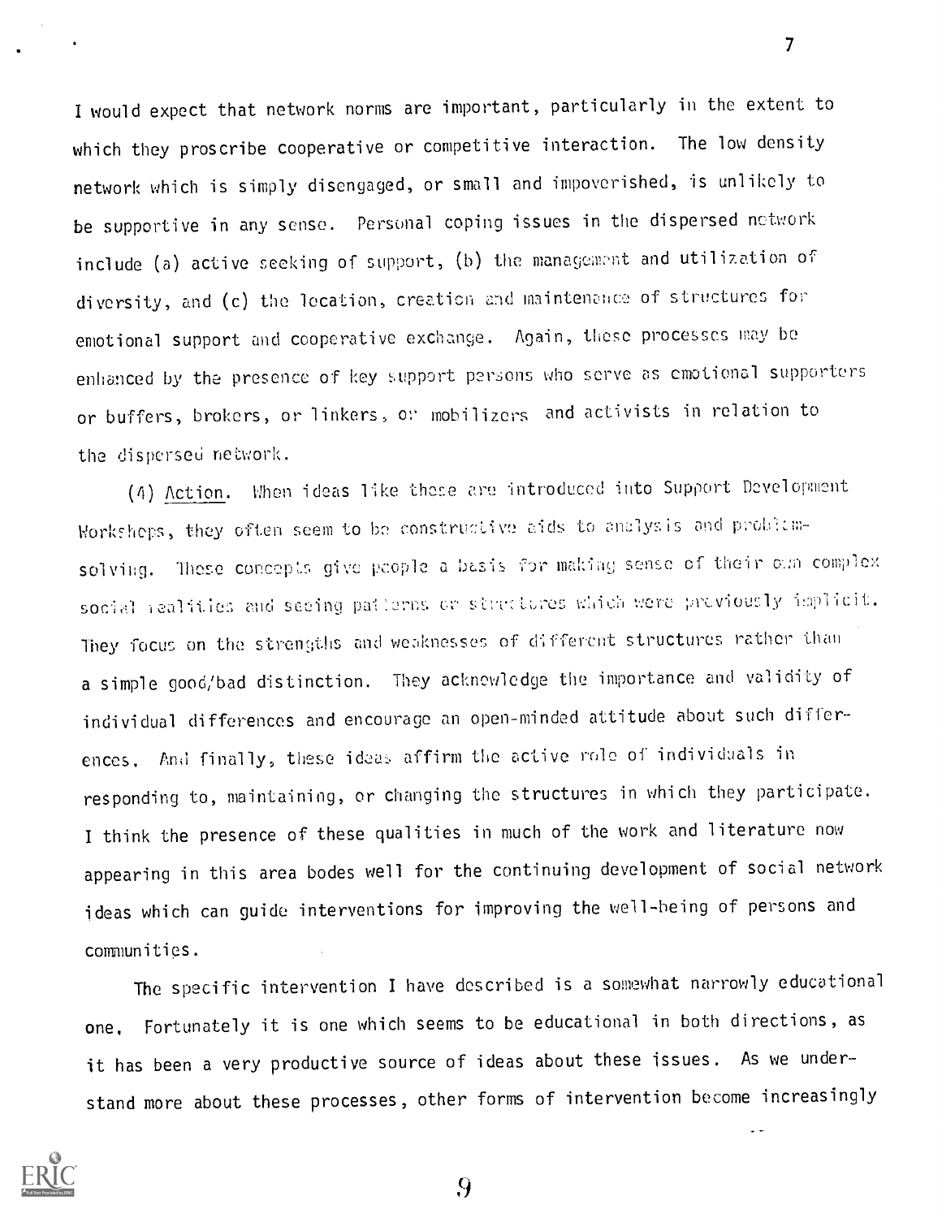I would expect that network norms are important, particularly in the extent to which they proscribe cooperative or competitive interaction. The low density network which is simply disengaged, or small and impoverished, is unlikely to be supportive in any sense. Personal coping issues in the dispersed network include (a) active seeking of support, (b) the management and utilization of diversity, and (c) the location, creation and maintenance of structures for emotional support and cooperative exchange. Again, these processes may be enhanced by the presence of key support persons who serve as emotional supporters or buffers, brokers, or linkers, or mobilizers and activists in relation to the dispersed network.

(4) Action. When ideas like these are introduced into Support Development Workshops, they often seem to be constructive aids to analysis and problem-solving. These concepts give people a basis for making sense of their own complex social realities and seeing patterns or structures which were previously implicit. They focus on the strengths and weaknesses of different structures rather than a simple good/bad distinction. They acknowledge the importance and validity of individual differences and encourage an open-minded attitude about such differences. And finally, these ideas affirm the active role of individuals in responding to, maintaining, or changing the structures in which they participate. I think the presence of these qualities in much of the work and literature now appearing in this area bodes well for the continuing development of social network ideas which can guide interventions for improving the well-being of persons and communities.

The specific intervention I have described is a somewhat narrowly educational one. Fortunately it is one which seems to be educational in both directions, as it has been a very productive source of ideas about these issues. As we understand more about these processes, other forms of intervention become increasingly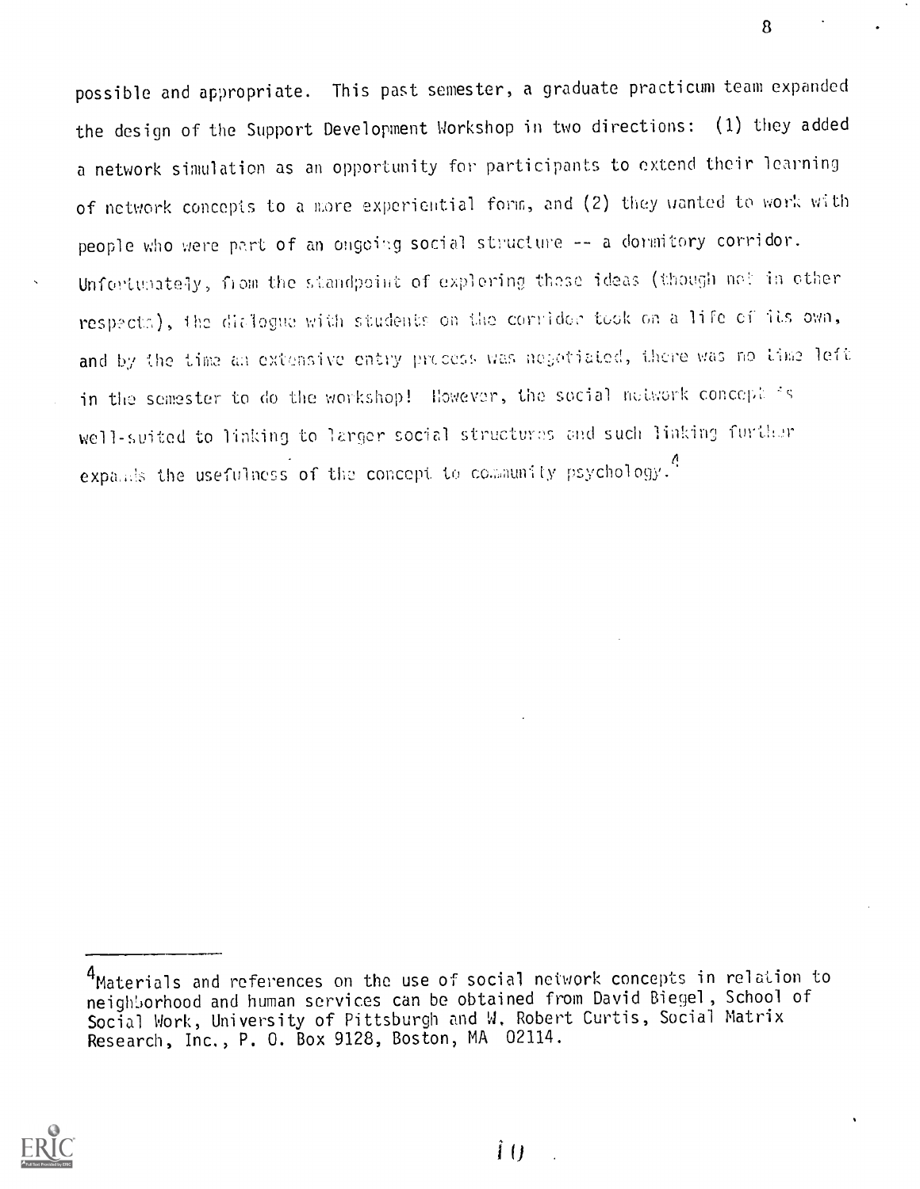possible and appropriate. This past semester, a graduate practicum team expanded the design of the Support Development Workshop in two directions: (1) they added a network simulation as an opportunity for participants to extend their learning of network concepts to a more experiential form, and (2) they wanted to work with people who were part of an ongoing social structure -- a dormitory corridor. Unfortunately, from the standpoint of exploring these ideas (though not in other respects), the dialogue with students on the corridor took on a life of its own, and by the time an extensive entry process was negotiated, there was no time left in the semester to do the workshop! However, the social network concept is well-suited to linking to larger social structures and such linking further expands the usefulness of the concept to community psychology.[4]

---

[4]Materials and references on the use of social network concepts in relation to neighborhood and human services can be obtained from David Biegel, School of Social Work, University of Pittsburgh and W. Robert Curtis, Social Matrix Research, Inc., P. O. Box 9128, Boston, MA 02114.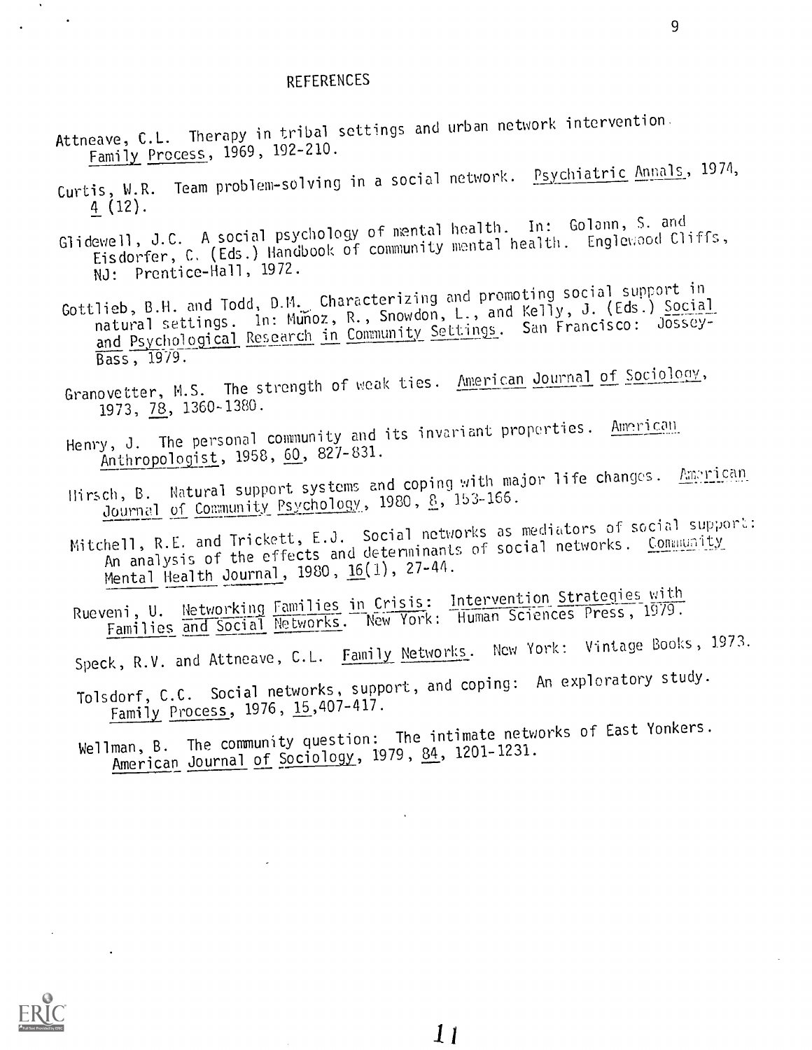## REFERENCES

Attneave, C.L. Therapy in tribal settings and urban network intervention. Family Process, 1969, 192-210.

Curtis, W.R. Team problem-solving in a social network. Psychiatric Annals, 1974, 4 (12).

Glidewell, J.C. A social psychology of mental health. In: Golann, S. and Eisdorfer, C. (Eds.) Handbook of community mental health. Englewood Cliffs, NJ: Prentice-Hall, 1972.

Gottlieb, B.H. and Todd, D.M. Characterizing and promoting social support in natural settings. In: Muñoz, R., Snowdon, L., and Kelly, J. (Eds.) Social and Psychological Research in Community Settings. San Francisco: Jossey-Bass, 1979.

Granovetter, M.S. The strength of weak ties. American Journal of Sociology, 1973, 78, 1360-1380.

Henry, J. The personal community and its invariant properties. American Anthropologist, 1958, 60, 827-831.

Hirsch, B. Natural support systems and coping with major life changes. American Journal of Community Psychology, 1980, 8, 153-166.

Mitchell, R.E. and Trickett, E.J. Social networks as mediators of social support: An analysis of the effects and determinants of social networks. Community Mental Health Journal, 1980, 16(1), 27-44.

Rueveni, U. Networking Families in Crisis: Intervention Strategies with Families and Social Networks. New York: Human Sciences Press, 1979.

Speck, R.V. and Attneave, C.L. Family Networks. New York: Vintage Books, 1973.

Tolsdorf, C.C. Social networks, support, and coping: An exploratory study. Family Process, 1976, 15,407-417.

Wellman, B. The community question: The intimate networks of East Yonkers. American Journal of Sociology, 1979, 84, 1201-1231.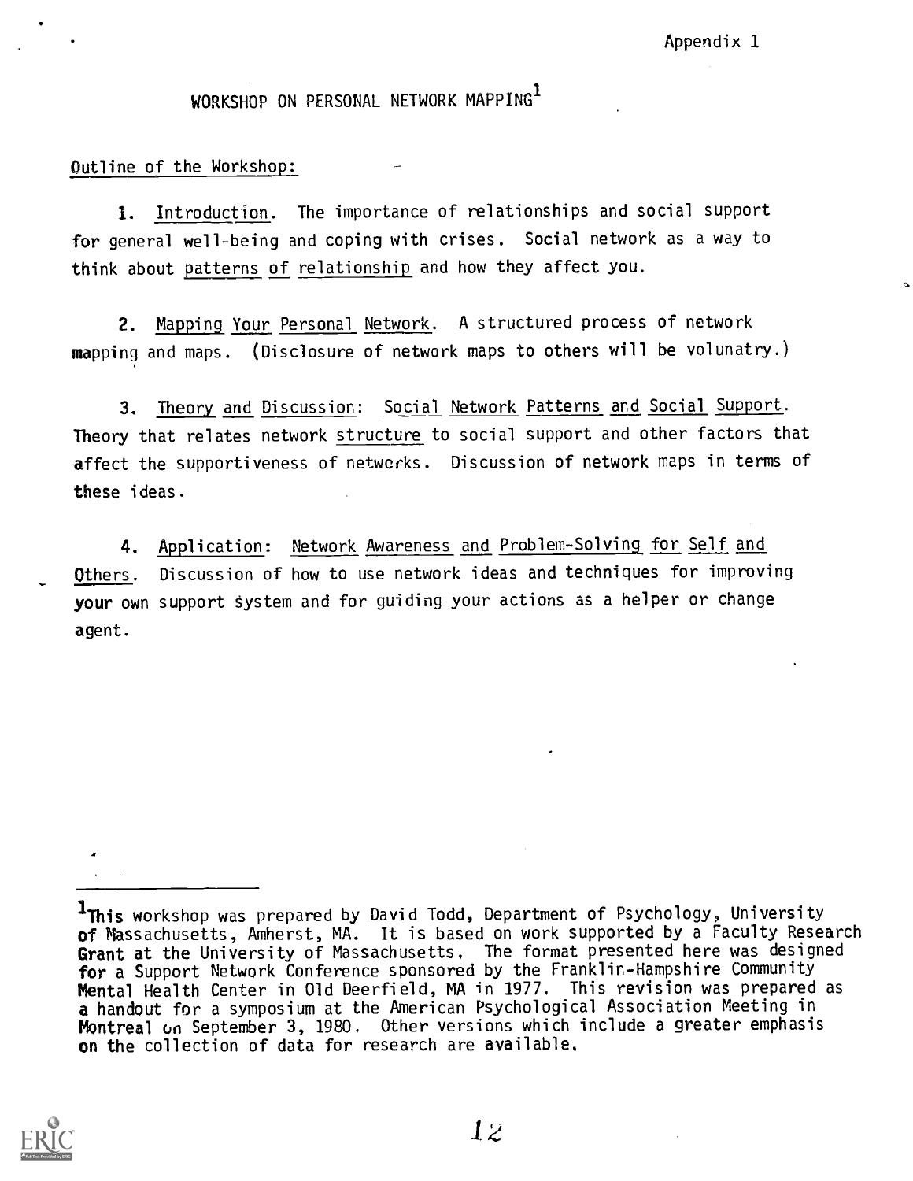Appendix 1

# WORKSHOP ON PERSONAL NETWORK MAPPING[1]

Outline of the Workshop:

1. Introduction. The importance of relationships and social support for general well-being and coping with crises. Social network as a way to think about patterns of relationship and how they affect you.

2. Mapping Your Personal Network. A structured process of network mapping and maps. (Disclosure of network maps to others will be volunatry.)

3. Theory and Discussion: Social Network Patterns and Social Support. Theory that relates network structure to social support and other factors that affect the supportiveness of networks. Discussion of network maps in terms of these ideas.

4. Application: Network Awareness and Problem-Solving for Self and Others. Discussion of how to use network ideas and techniques for improving your own support system and for guiding your actions as a helper or change agent.

---

[1]This workshop was prepared by David Todd, Department of Psychology, University of Massachusetts, Amherst, MA. It is based on work supported by a Faculty Research Grant at the University of Massachusetts. The format presented here was designed for a Support Network Conference sponsored by the Franklin-Hampshire Community Mental Health Center in Old Deerfield, MA in 1977. This revision was prepared as a handout for a symposium at the American Psychological Association Meeting in Montreal on September 3, 1980. Other versions which include a greater emphasis on the collection of data for research are available.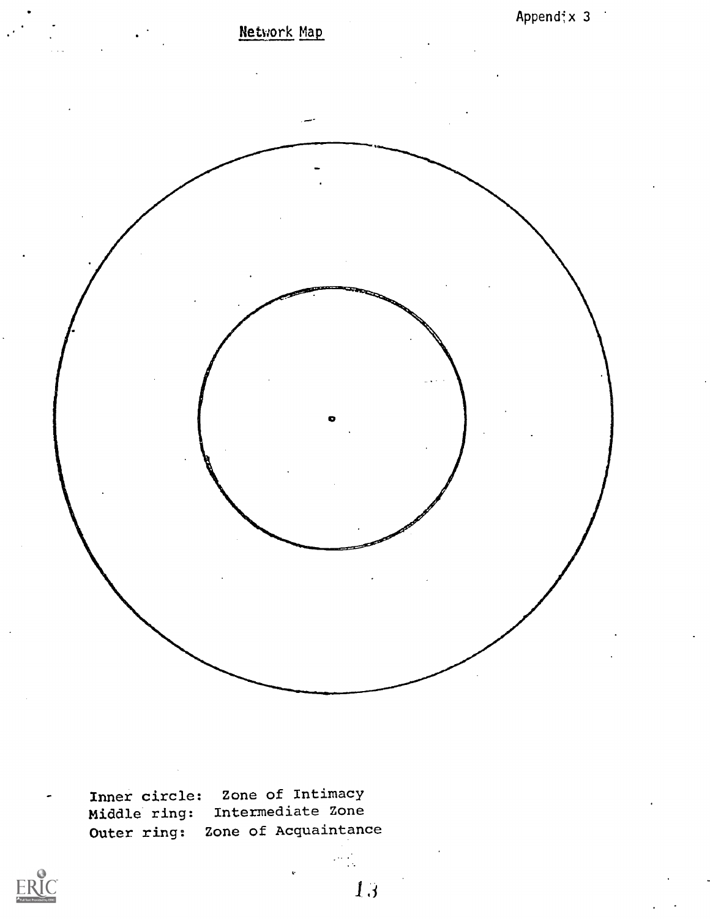Appendix 3

## Network Map

Inner circle: Zone of Intimacy
Middle ring: Intermediate Zone
Outer ring: Zone of Acquaintance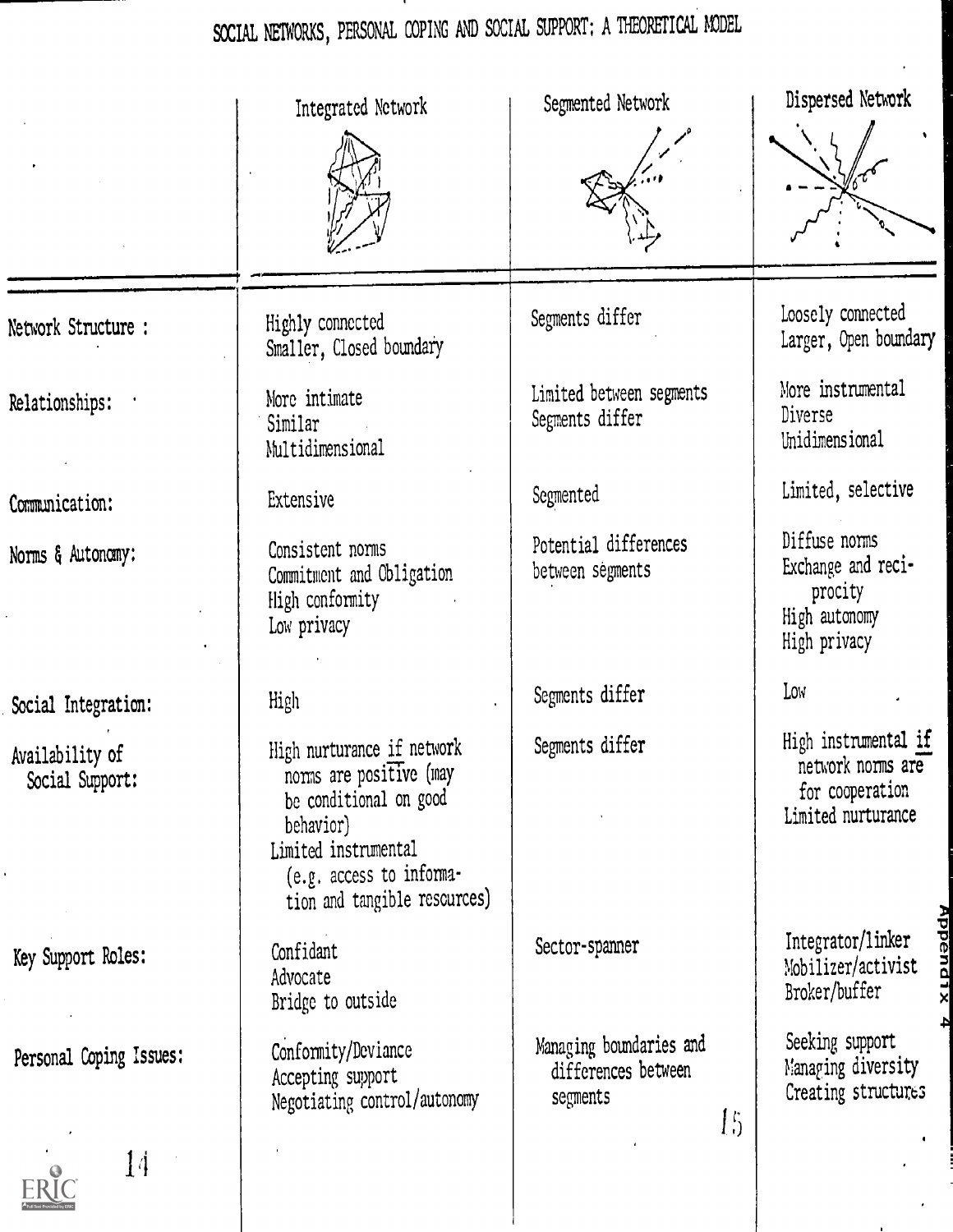# SOCIAL NETWORKS, PERSONAL COPING AND SOCIAL SUPPORT: A THEORETICAL MODEL

| | Integrated Network | Segmented Network | Dispersed Network |
|---|---|---|---|
| Network Structure: | Highly connected<br>Smaller, Closed boundary | Segments differ | Loosely connected<br>Larger, Open boundary |
| Relationships: | More intimate<br>Similar<br>Multidimensional | Limited between segments<br>Segments differ | More instrumental<br>Diverse<br>Unidimensional |
| Communication: | Extensive | Segmented | Limited, selective |
| Norms & Autonomy: | Consistent norms<br>Commitment and Obligation<br>High conformity<br>Low privacy | Potential differences between segments | Diffuse norms<br>Exchange and reciprocity<br>High autonomy<br>High privacy |
| Social Integration: | High | Segments differ | Low |
| Availability of Social Support: | High nurturance *if* network norms are positive (may be conditional on good behavior)<br>Limited instrumental (e.g. access to information and tangible resources) | Segments differ | High instrumental *if* network norms are for cooperation<br>Limited nurturance |
| Key Support Roles: | Confidant<br>Advocate<br>Bridge to outside | Sector-spanner | Integrator/linker<br>Mobilizer/activist<br>Broker/buffer |
| Personal Coping Issues: | Conformity/Deviance<br>Accepting support<br>Negotiating control/autonomy | Managing boundaries and differences between segments | Seeking support<br>Managing diversity<br>Creating structures |

Appendix 4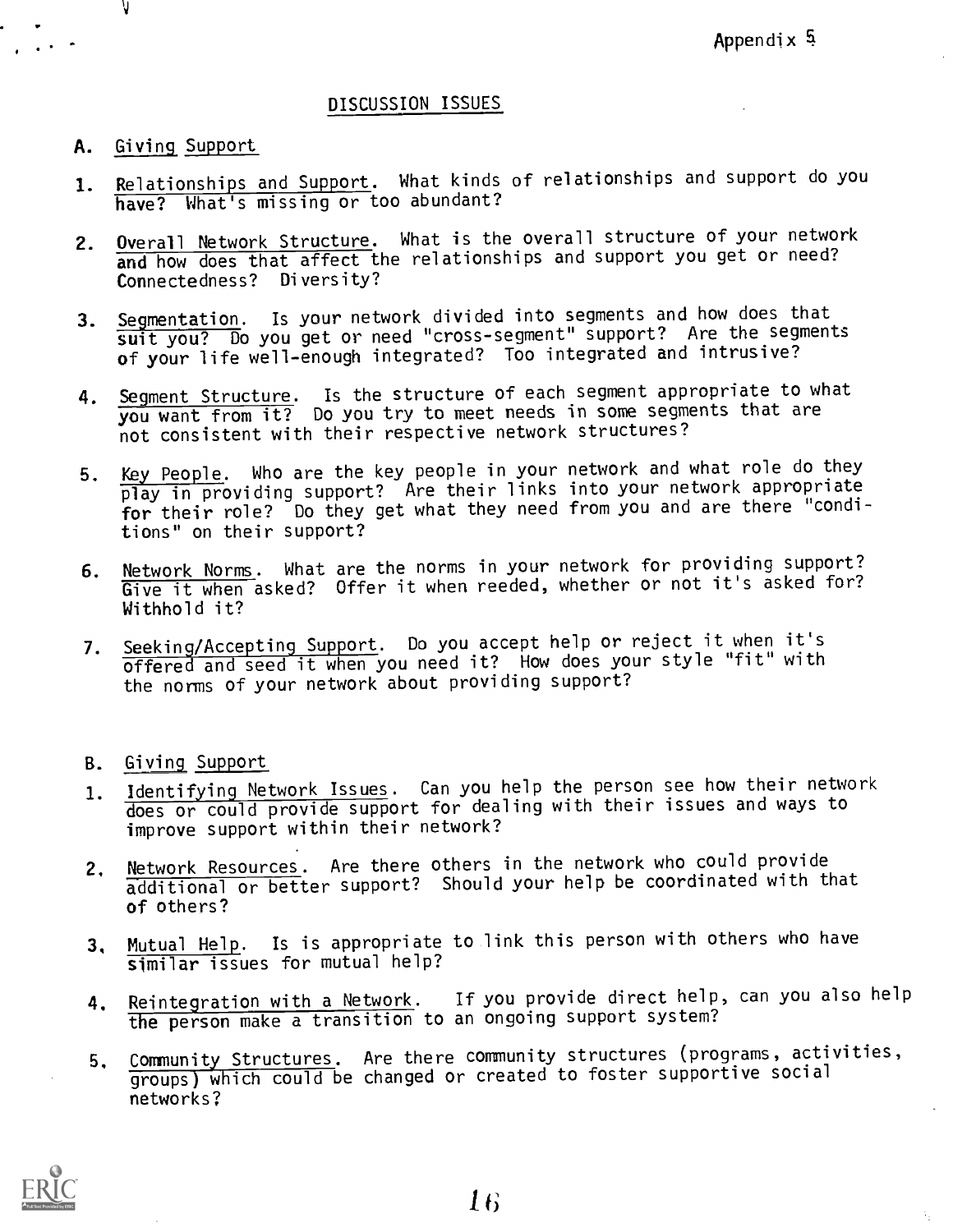Appendix 5

## DISCUSSION ISSUES

### A. Giving Support

1. Relationships and Support. What kinds of relationships and support do you have? What's missing or too abundant?

2. Overall Network Structure. What is the overall structure of your network and how does that affect the relationships and support you get or need? Connectedness? Diversity?

3. Segmentation. Is your network divided into segments and how does that suit you? Do you get or need "cross-segment" support? Are the segments of your life well-enough integrated? Too integrated and intrusive?

4. Segment Structure. Is the structure of each segment appropriate to what you want from it? Do you try to meet needs in some segments that are not consistent with their respective network structures?

5. Key People. Who are the key people in your network and what role do they play in providing support? Are their links into your network appropriate for their role? Do they get what they need from you and are there "conditions" on their support?

6. Network Norms. What are the norms in your network for providing support? Give it when asked? Offer it when reeded, whether or not it's asked for? Withhold it?

7. Seeking/Accepting Support. Do you accept help or reject it when it's offered and seed it when you need it? How does your style "fit" with the norms of your network about providing support?

### B. Giving Support

1. Identifying Network Issues. Can you help the person see how their network does or could provide support for dealing with their issues and ways to improve support within their network?

2. Network Resources. Are there others in the network who could provide additional or better support? Should your help be coordinated with that of others?

3. Mutual Help. Is is appropriate to link this person with others who have similar issues for mutual help?

4. Reintegration with a Network. If you provide direct help, can you also help the person make a transition to an ongoing support system?

5. Community Structures. Are there community structures (programs, activities, groups) which could be changed or created to foster supportive social networks?